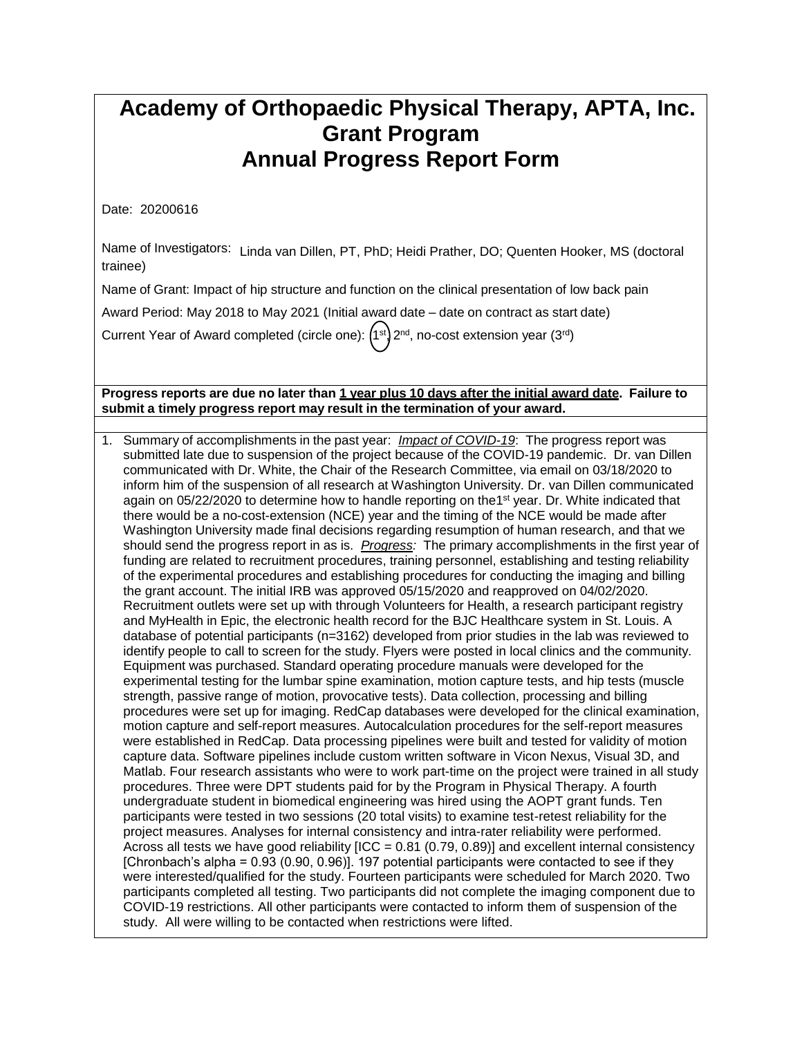# Academy of Orthopaedic Physical Therapy, APTA, Inc. Grant Program Annual Progress Report Form

Date: 20200616

Name of Investigators: Linda van Dillen, PT, PhD; Heidi Prather, DO; Quenten Hooker, MS (doctoral trainee)

Name of Grant: Impact of hip structure and function on the clinical presentation of low back pain

Award Period: May 2018 to May 2021 (Initial award date – date on contract as start date)

Current Year of Award completed (circle one): (1st) 2nd, no-cost extension year (3rd)

**Progress reports are due no later than <u>1 year plus 10 days after the initial award date</u>. Failure to submit a timely progress report may result in the termination of your award.**

1. Summary of accomplishments in the past year: *<u>Impact of COVID-19</u>*: The progress report was submitted late due to suspension of the project because of the COVID-19 pandemic. Dr. van Dillen communicated with Dr. White, the Chair of the Research Committee, via email on 03/18/2020 to inform him of the suspension of all research at Washington University. Dr. van Dillen communicated again on 05/22/2020 to determine how to handle reporting on the1st year. Dr. White indicated that there would be a no-cost-extension (NCE) year and the timing of the NCE would be made after Washington University made final decisions regarding resumption of human research, and that we should send the progress report in as is. *<u>Progress:</u>* The primary accomplishments in the first year of funding are related to recruitment procedures, training personnel, establishing and testing reliability of the experimental procedures and establishing procedures for conducting the imaging and billing the grant account. The initial IRB was approved 05/15/2020 and reapproved on 04/02/2020. Recruitment outlets were set up with through Volunteers for Health, a research participant registry and MyHealth in Epic, the electronic health record for the BJC Healthcare system in St. Louis. A database of potential participants (n=3162) developed from prior studies in the lab was reviewed to identify people to call to screen for the study. Flyers were posted in local clinics and the community. Equipment was purchased. Standard operating procedure manuals were developed for the experimental testing for the lumbar spine examination, motion capture tests, and hip tests (muscle strength, passive range of motion, provocative tests). Data collection, processing and billing procedures were set up for imaging. RedCap databases were developed for the clinical examination, motion capture and self-report measures. Autocalculation procedures for the self-report measures were established in RedCap. Data processing pipelines were built and tested for validity of motion capture data. Software pipelines include custom written software in Vicon Nexus, Visual 3D, and Matlab. Four research assistants who were to work part-time on the project were trained in all study procedures. Three were DPT students paid for by the Program in Physical Therapy. A fourth undergraduate student in biomedical engineering was hired using the AOPT grant funds. Ten participants were tested in two sessions (20 total visits) to examine test-retest reliability for the project measures. Analyses for internal consistency and intra-rater reliability were performed. Across all tests we have good reliability [ICC = 0.81 (0.79, 0.89)] and excellent internal consistency [Chronbach's alpha = 0.93 (0.90, 0.96)]. 197 potential participants were contacted to see if they were interested/qualified for the study. Fourteen participants were scheduled for March 2020. Two participants completed all testing. Two participants did not complete the imaging component due to COVID-19 restrictions. All other participants were contacted to inform them of suspension of the study. All were willing to be contacted when restrictions were lifted.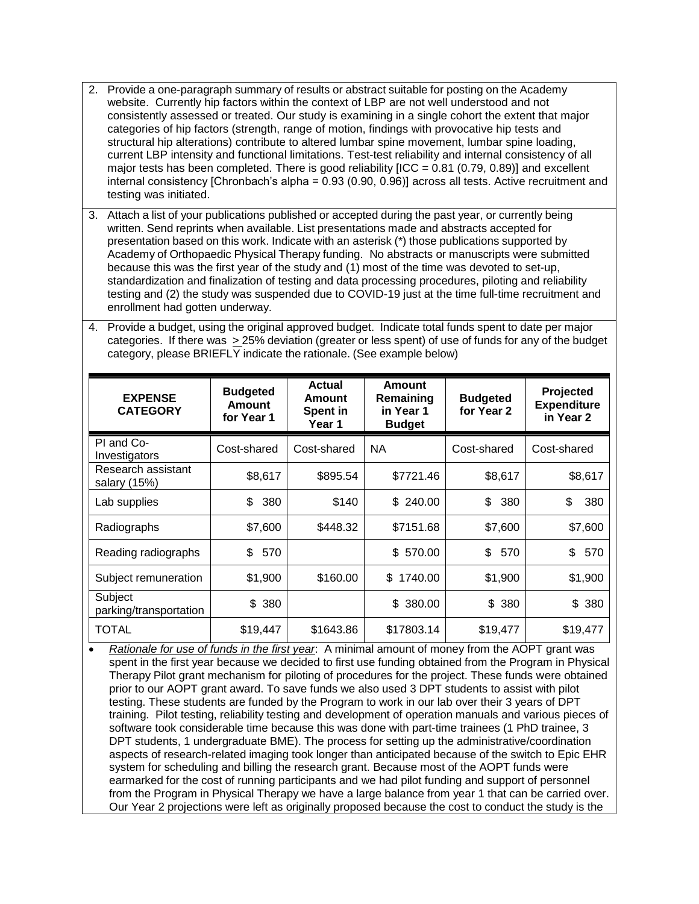2. Provide a one-paragraph summary of results or abstract suitable for posting on the Academy website. Currently hip factors within the context of LBP are not well understood and not consistently assessed or treated. Our study is examining in a single cohort the extent that major categories of hip factors (strength, range of motion, findings with provocative hip tests and structural hip alterations) contribute to altered lumbar spine movement, lumbar spine loading, current LBP intensity and functional limitations. Test-test reliability and internal consistency of all major tests has been completed. There is good reliability [ICC = 0.81 (0.79, 0.89)] and excellent internal consistency [Chronbach's alpha = 0.93 (0.90, 0.96)] across all tests. Active recruitment and testing was initiated.

3. Attach a list of your publications published or accepted during the past year, or currently being written. Send reprints when available. List presentations made and abstracts accepted for presentation based on this work. Indicate with an asterisk (*) those publications supported by Academy of Orthopaedic Physical Therapy funding. No abstracts or manuscripts were submitted because this was the first year of the study and (1) most of the time was devoted to set-up, standardization and finalization of testing and data processing procedures, piloting and reliability testing and (2) the study was suspended due to COVID-19 just at the time full-time recruitment and enrollment had gotten underway.

4. Provide a budget, using the original approved budget. Indicate total funds spent to date per major categories. If there was $\geq$ 25% deviation (greater or less spent) of use of funds for any of the budget category, please BRIEFLY indicate the rationale. (See example below)

| EXPENSE CATEGORY | Budgeted Amount for Year 1 | Actual Amount Spent in Year 1 | Amount Remaining in Year 1 Budget | Budgeted for Year 2 | Projected Expenditure in Year 2 |
|---|---|---|---|---|---|
| PI and Co-Investigators | Cost-shared | Cost-shared | NA | Cost-shared | Cost-shared |
| Research assistant salary (15%) | $8,617 | $895.54 | $7721.46 | $8,617 | $8,617 |
| Lab supplies | $ 380 | $140 | $ 240.00 | $ 380 | $ 380 |
| Radiographs | $7,600 | $448.32 | $7151.68 | $7,600 | $7,600 |
| Reading radiographs | $ 570 | | $ 570.00 | $ 570 | $ 570 |
| Subject remuneration | $1,900 | $160.00 | $ 1740.00 | $1,900 | $1,900 |
| Subject parking/transportation | $ 380 | | $ 380.00 | $ 380 | $ 380 |
| TOTAL | $19,447 | $1643.86 | $17803.14 | $19,477 | $19,477 |

- *Rationale for use of funds in the first year*: A minimal amount of money from the AOPT grant was spent in the first year because we decided to first use funding obtained from the Program in Physical Therapy Pilot grant mechanism for piloting of procedures for the project. These funds were obtained prior to our AOPT grant award. To save funds we also used 3 DPT students to assist with pilot testing. These students are funded by the Program to work in our lab over their 3 years of DPT training. Pilot testing, reliability testing and development of operation manuals and various pieces of software took considerable time because this was done with part-time trainees (1 PhD trainee, 3 DPT students, 1 undergraduate BME). The process for setting up the administrative/coordination aspects of research-related imaging took longer than anticipated because of the switch to Epic EHR system for scheduling and billing the research grant. Because most of the AOPT funds were earmarked for the cost of running participants and we had pilot funding and support of personnel from the Program in Physical Therapy we have a large balance from year 1 that can be carried over. Our Year 2 projections were left as originally proposed because the cost to conduct the study is the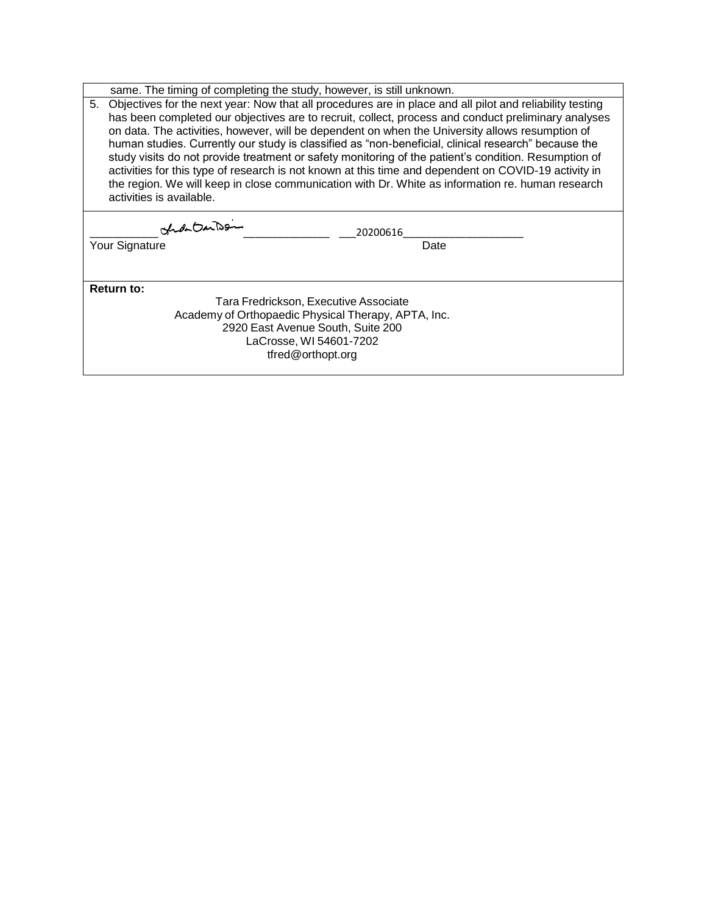same. The timing of completing the study, however, is still unknown.

5. Objectives for the next year: Now that all procedures are in place and all pilot and reliability testing has been completed our objectives are to recruit, collect, process and conduct preliminary analyses on data. The activities, however, will be dependent on when the University allows resumption of human studies. Currently our study is classified as "non-beneficial, clinical research" because the study visits do not provide treatment or safety monitoring of the patient's condition. Resumption of activities for this type of research is not known at this time and dependent on COVID-19 activity in the region. We will keep in close communication with Dr. White as information re. human research activities is available.

___________________________ ___20200616____________________

Your Signature Date

**Return to:**

Tara Fredrickson, Executive Associate
Academy of Orthopaedic Physical Therapy, APTA, Inc.
2920 East Avenue South, Suite 200
LaCrosse, WI 54601-7202
tfred@orthopt.org